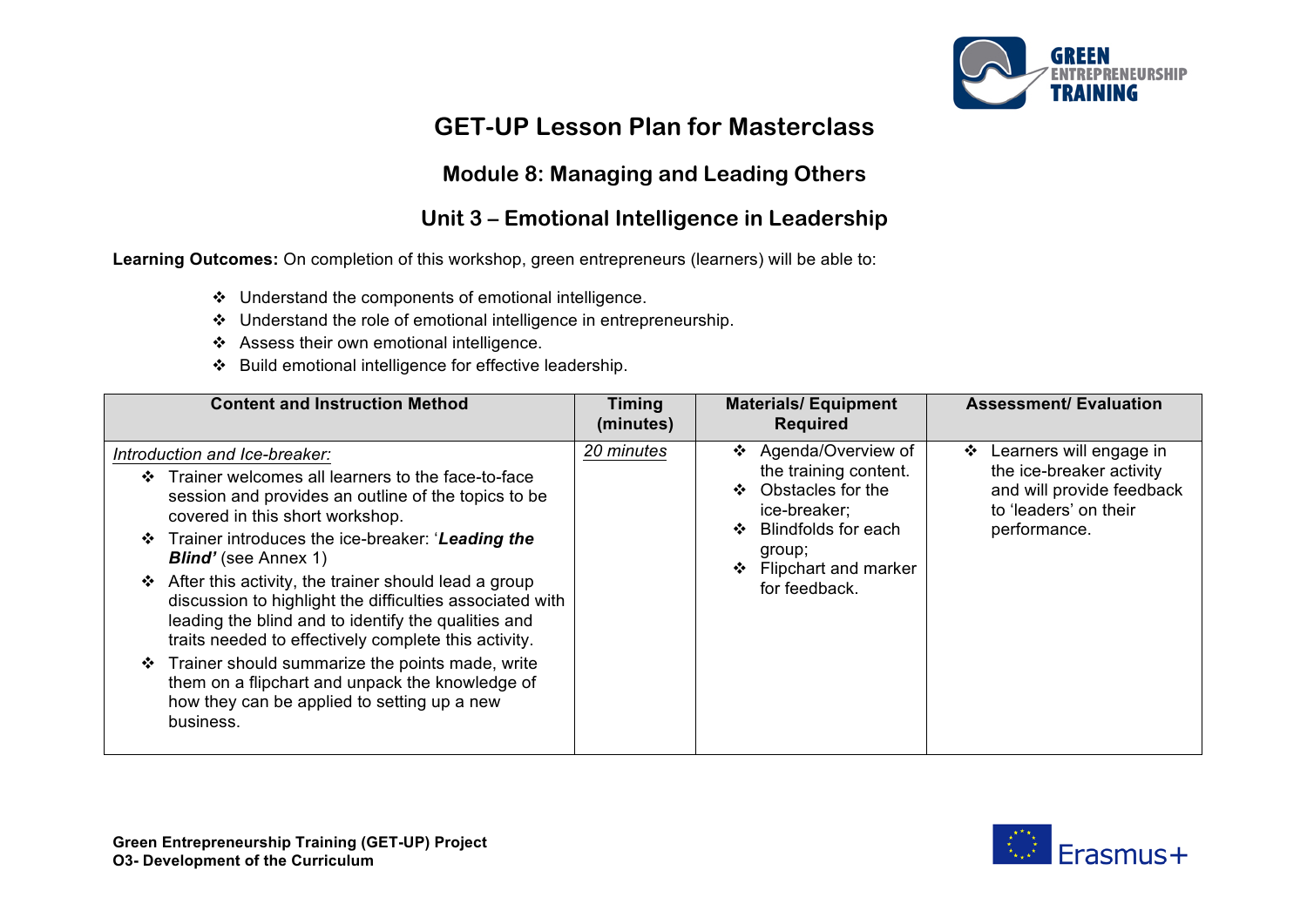# GET-UP Lesson Plan for Masterclass

## Module 8: Managing and Leading Others

## Unit 3 – Emotional Intelligence in Leadership

**Learning Outcomes:** On completion of this workshop, green entrepreneurs (learners) will be able to:

- Understand the components of emotional intelligence.
- Understand the role of emotional intelligence in entrepreneurship.
- Assess their own emotional intelligence.
- Build emotional intelligence for effective leadership.

| Content and Instruction Method | Timing (minutes) | Materials/ Equipment Required | Assessment/ Evaluation |
|---|---|---|---|
| *Introduction and Ice-breaker:*<br>❖ Trainer welcomes all learners to the face-to-face session and provides an outline of the topics to be covered in this short workshop.<br>❖ Trainer introduces the ice-breaker: '***Leading the Blind'*** (see Annex 1)<br>❖ After this activity, the trainer should lead a group discussion to highlight the difficulties associated with leading the blind and to identify the qualities and traits needed to effectively complete this activity.<br>❖ Trainer should summarize the points made, write them on a flipchart and unpack the knowledge of how they can be applied to setting up a new business. | *20 minutes* | ❖ Agenda/Overview of the training content.<br>❖ Obstacles for the ice-breaker;<br>❖ Blindfolds for each group;<br>❖ Flipchart and marker for feedback. | ❖ Learners will engage in the ice-breaker activity and will provide feedback to 'leaders' on their performance. |

**Green Entrepreneurship Training (GET-UP) Project**
**O3- Development of the Curriculum**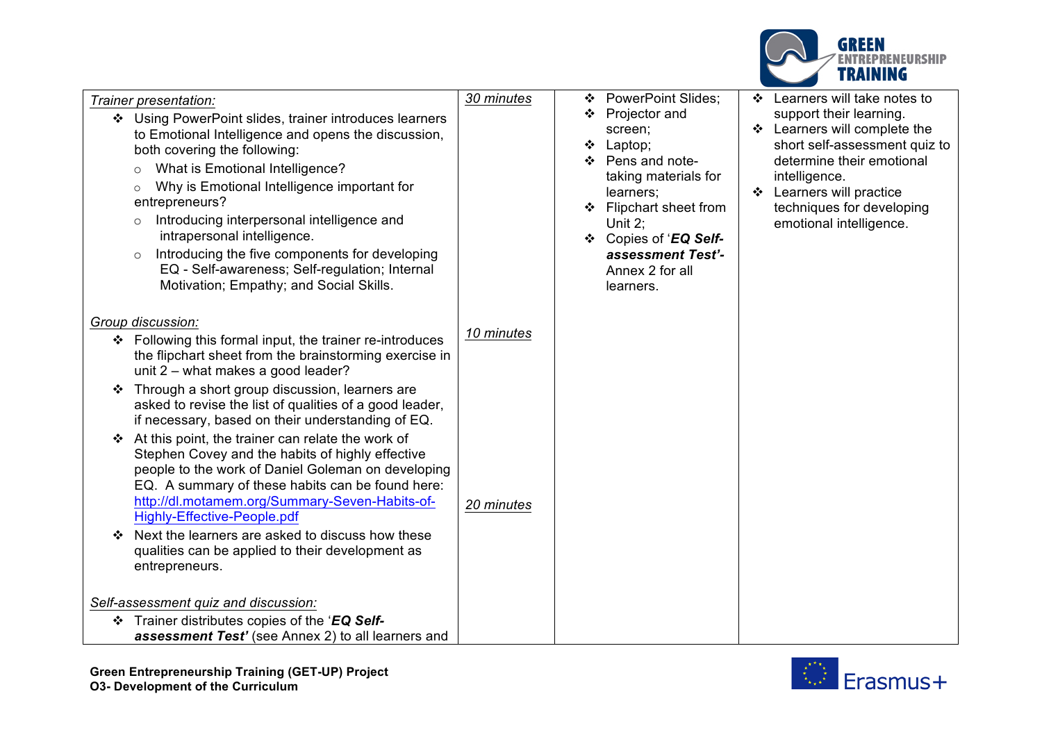| | | | |
|---|---|---|---|
| *Trainer presentation:*<br>❖ Using PowerPoint slides, trainer introduces learners to Emotional Intelligence and opens the discussion, both covering the following:<br>○ What is Emotional Intelligence?<br>○ Why is Emotional Intelligence important for entrepreneurs?<br>○ Introducing interpersonal intelligence and intrapersonal intelligence.<br>○ Introducing the five components for developing EQ - Self-awareness; Self-regulation; Internal Motivation; Empathy; and Social Skills.<br><br>*Group discussion:*<br>❖ Following this formal input, the trainer re-introduces the flipchart sheet from the brainstorming exercise in unit 2 – what makes a good leader?<br>❖ Through a short group discussion, learners are asked to revise the list of qualities of a good leader, if necessary, based on their understanding of EQ.<br>❖ At this point, the trainer can relate the work of Stephen Covey and the habits of highly effective people to the work of Daniel Goleman on developing EQ. A summary of these habits can be found here: http://dl.motamem.org/Summary-Seven-Habits-of-Highly-Effective-People.pdf<br>❖ Next the learners are asked to discuss how these qualities can be applied to their development as entrepreneurs.<br><br>*Self-assessment quiz and discussion:*<br>❖ Trainer distributes copies of the '***EQ Self-assessment Test'*** (see Annex 2) to all learners and | *30 minutes*<br><br><br><br><br><br><br><br><br><br><br>*10 minutes*<br><br><br><br><br><br><br><br><br>*20 minutes* | ❖ PowerPoint Slides;<br>❖ Projector and screen;<br>❖ Laptop;<br>❖ Pens and note-taking materials for learners;<br>❖ Flipchart sheet from Unit 2;<br>❖ Copies of '***EQ Self-assessment Test'***- Annex 2 for all learners. | ❖ Learners will take notes to support their learning.<br>❖ Learners will complete the short self-assessment quiz to determine their emotional intelligence.<br>❖ Learners will practice techniques for developing emotional intelligence. |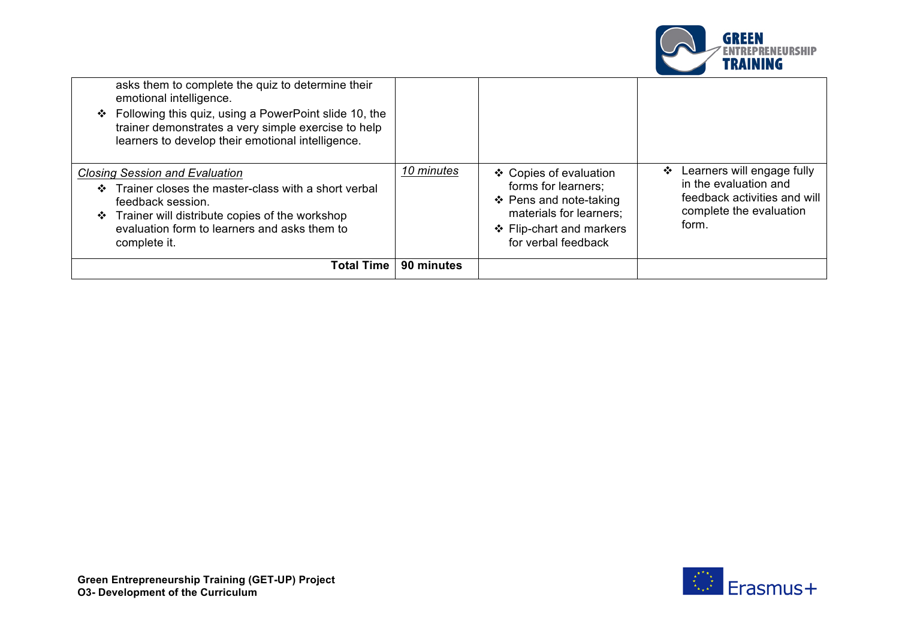| | | | |
|---|---|---|---|
| asks them to complete the quiz to determine their emotional intelligence.<br>❖ Following this quiz, using a PowerPoint slide 10, the trainer demonstrates a very simple exercise to help learners to develop their emotional intelligence. | | | |
| *Closing Session and Evaluation*<br>❖ Trainer closes the master-class with a short verbal feedback session.<br>❖ Trainer will distribute copies of the workshop evaluation form to learners and asks them to complete it. | *10 minutes* | ❖ Copies of evaluation forms for learners;<br>❖ Pens and note-taking materials for learners;<br>❖ Flip-chart and markers for verbal feedback | ❖ Learners will engage fully in the evaluation and feedback activities and will complete the evaluation form. |
| **Total Time** | **90 minutes** | | |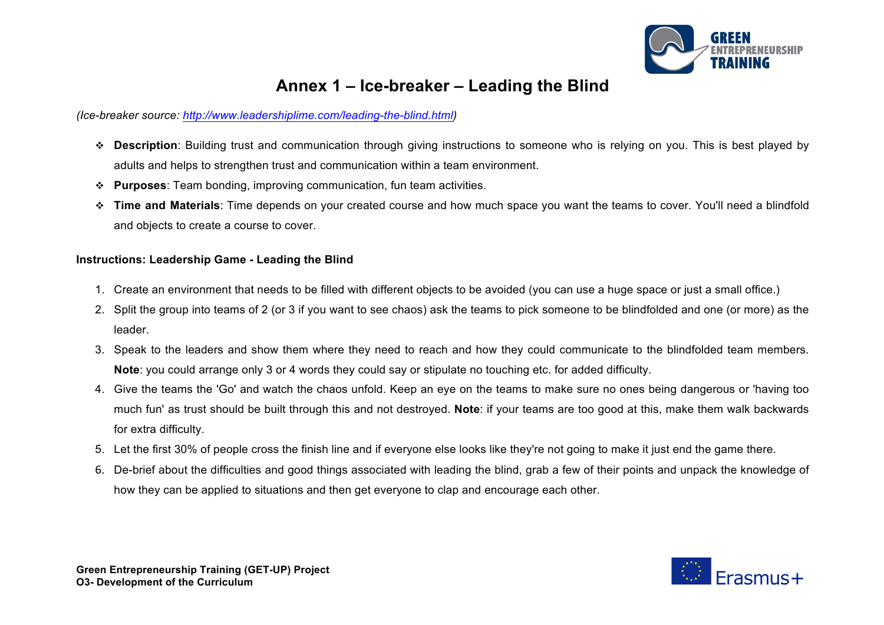# Annex 1 – Ice-breaker – Leading the Blind

*(Ice-breaker source: [http://www.leadershiplime.com/leading-the-blind.html](http://www.leadershiplime.com/leading-the-blind.html))*

- **Description**: Building trust and communication through giving instructions to someone who is relying on you. This is best played by adults and helps to strengthen trust and communication within a team environment.
- **Purposes**: Team bonding, improving communication, fun team activities.
- **Time and Materials**: Time depends on your created course and how much space you want the teams to cover. You'll need a blindfold and objects to create a course to cover.

**Instructions: Leadership Game - Leading the Blind**

1. Create an environment that needs to be filled with different objects to be avoided (you can use a huge space or just a small office.)
2. Split the group into teams of 2 (or 3 if you want to see chaos) ask the teams to pick someone to be blindfolded and one (or more) as the leader.
3. Speak to the leaders and show them where they need to reach and how they could communicate to the blindfolded team members. **Note**: you could arrange only 3 or 4 words they could say or stipulate no touching etc. for added difficulty.
4. Give the teams the 'Go' and watch the chaos unfold. Keep an eye on the teams to make sure no ones being dangerous or 'having too much fun' as trust should be built through this and not destroyed. **Note**: if your teams are too good at this, make them walk backwards for extra difficulty.
5. Let the first 30% of people cross the finish line and if everyone else looks like they're not going to make it just end the game there.
6. De-brief about the difficulties and good things associated with leading the blind, grab a few of their points and unpack the knowledge of how they can be applied to situations and then get everyone to clap and encourage each other.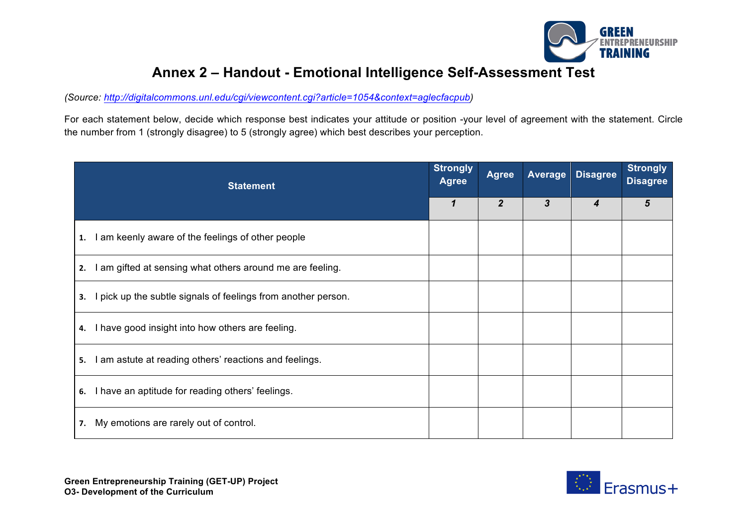# Annex 2 – Handout - Emotional Intelligence Self-Assessment Test

*(Source: [http://digitalcommons.unl.edu/cgi/viewcontent.cgi?article=1054&context=aglecfacpub](http://digitalcommons.unl.edu/cgi/viewcontent.cgi?article=1054&context=aglecfacpub))*

For each statement below, decide which response best indicates your attitude or position -your level of agreement with the statement. Circle the number from 1 (strongly disagree) to 5 (strongly agree) which best describes your perception.

| Statement | Strongly Agree | Agree | Average | Disagree | Strongly Disagree |
|---|---|---|---|---|---|
| | *1* | *2* | *3* | *4* | *5* |
| 1. I am keenly aware of the feelings of other people | | | | | |
| 2. I am gifted at sensing what others around me are feeling. | | | | | |
| 3. I pick up the subtle signals of feelings from another person. | | | | | |
| 4. I have good insight into how others are feeling. | | | | | |
| 5. I am astute at reading others' reactions and feelings. | | | | | |
| 6. I have an aptitude for reading others' feelings. | | | | | |
| 7. My emotions are rarely out of control. | | | | | |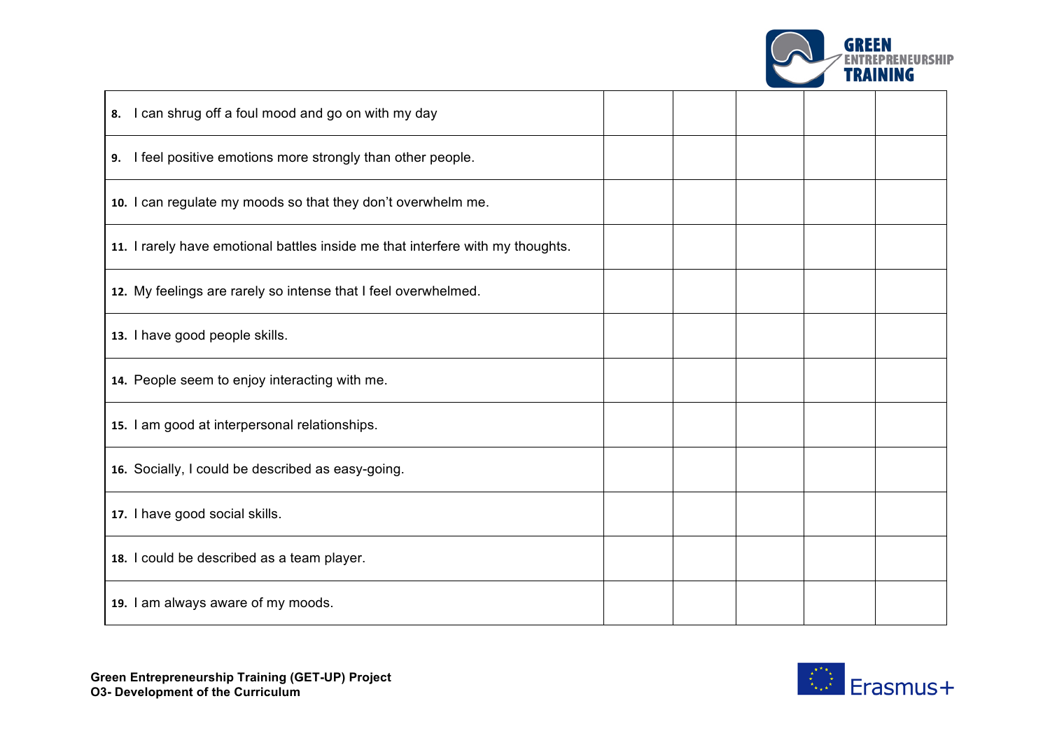| | | | | | |
|---|---|---|---|---|---|
| **8.** I can shrug off a foul mood and go on with my day | | | | | |
| **9.** I feel positive emotions more strongly than other people. | | | | | |
| **10.** I can regulate my moods so that they don't overwhelm me. | | | | | |
| **11.** I rarely have emotional battles inside me that interfere with my thoughts. | | | | | |
| **12.** My feelings are rarely so intense that I feel overwhelmed. | | | | | |
| **13.** I have good people skills. | | | | | |
| **14.** People seem to enjoy interacting with me. | | | | | |
| **15.** I am good at interpersonal relationships. | | | | | |
| **16.** Socially, I could be described as easy-going. | | | | | |
| **17.** I have good social skills. | | | | | |
| **18.** I could be described as a team player. | | | | | |
| **19.** I am always aware of my moods. | | | | | |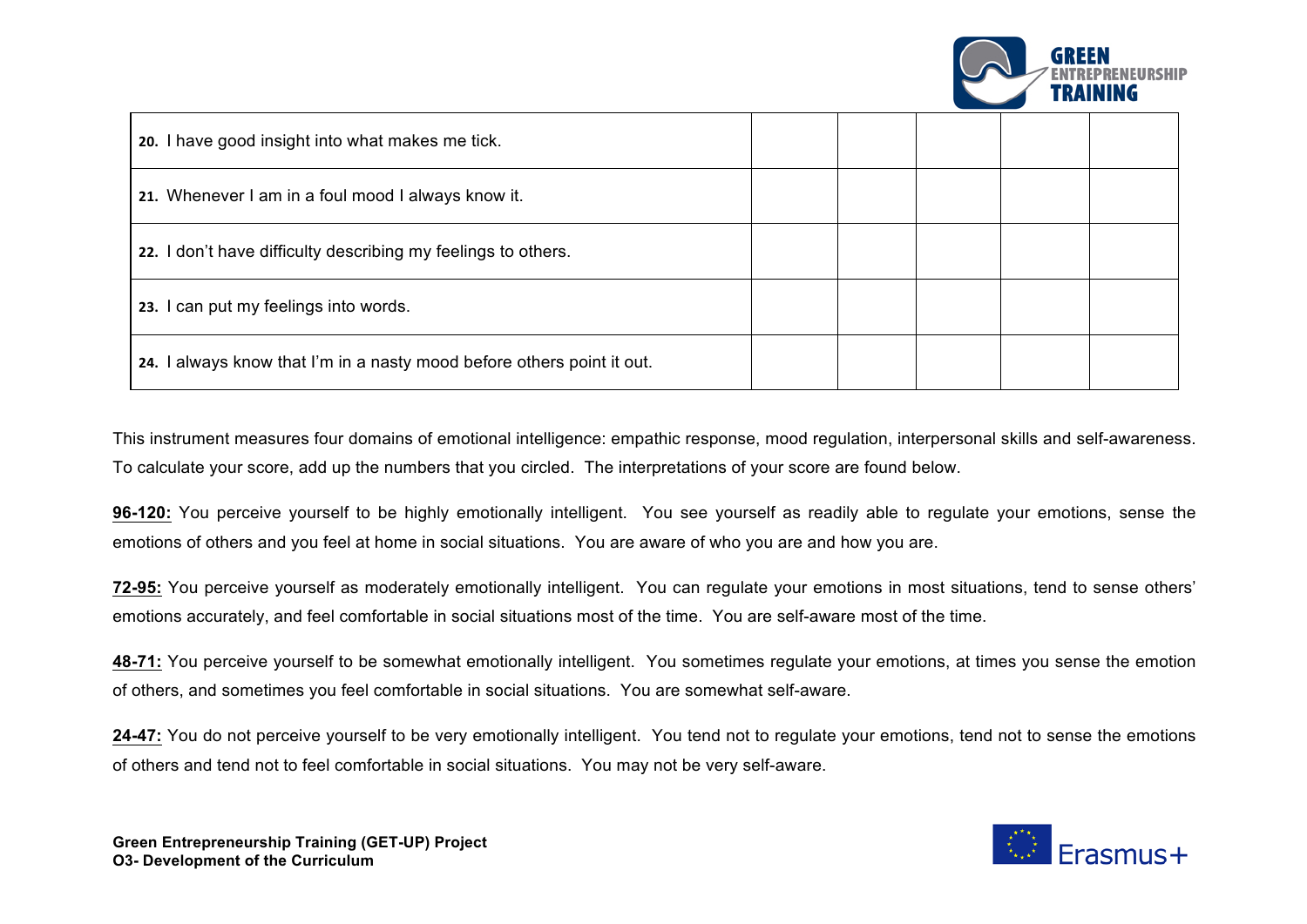| | | | | | |
|---|---|---|---|---|---|
| **20.** I have good insight into what makes me tick. | | | | | |
| **21.** Whenever I am in a foul mood I always know it. | | | | | |
| **22.** I don't have difficulty describing my feelings to others. | | | | | |
| **23.** I can put my feelings into words. | | | | | |
| **24.** I always know that I'm in a nasty mood before others point it out. | | | | | |

This instrument measures four domains of emotional intelligence: empathic response, mood regulation, interpersonal skills and self-awareness. To calculate your score, add up the numbers that you circled. The interpretations of your score are found below.

**96-120:** You perceive yourself to be highly emotionally intelligent. You see yourself as readily able to regulate your emotions, sense the emotions of others and you feel at home in social situations. You are aware of who you are and how you are.

**72-95:** You perceive yourself as moderately emotionally intelligent. You can regulate your emotions in most situations, tend to sense others' emotions accurately, and feel comfortable in social situations most of the time. You are self-aware most of the time.

**48-71:** You perceive yourself to be somewhat emotionally intelligent. You sometimes regulate your emotions, at times you sense the emotion of others, and sometimes you feel comfortable in social situations. You are somewhat self-aware.

**24-47:** You do not perceive yourself to be very emotionally intelligent. You tend not to regulate your emotions, tend not to sense the emotions of others and tend not to feel comfortable in social situations. You may not be very self-aware.